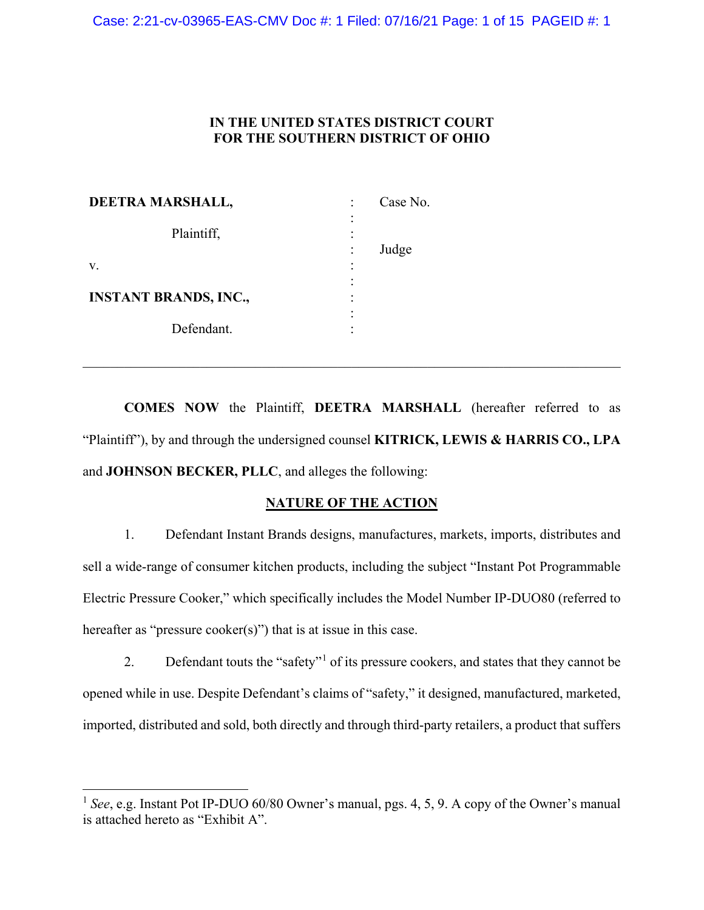**IN THE UNITED STATES DISTRICT COURT**
**FOR THE SOUTHERN DISTRICT OF OHIO**

| | | |
|---|---|---|
| **DEETRA MARSHALL,** | : | Case No. |
| Plaintiff, | : | |
| | : | Judge |
| v. | : | |
| **INSTANT BRANDS, INC.,** | : | |
| Defendant. | : | |

---

**COMES NOW** the Plaintiff, **DEETRA MARSHALL** (hereafter referred to as "Plaintiff"), by and through the undersigned counsel **KITRICK, LEWIS & HARRIS CO., LPA** and **JOHNSON BECKER, PLLC**, and alleges the following:

## NATURE OF THE ACTION

1. Defendant Instant Brands designs, manufactures, markets, imports, distributes and sell a wide-range of consumer kitchen products, including the subject "Instant Pot Programmable Electric Pressure Cooker," which specifically includes the Model Number IP-DUO80 (referred to hereafter as "pressure cooker(s)") that is at issue in this case.

2. Defendant touts the "safety"[1] of its pressure cookers, and states that they cannot be opened while in use. Despite Defendant's claims of "safety," it designed, manufactured, marketed, imported, distributed and sold, both directly and through third-party retailers, a product that suffers

---

[1] *See*, e.g. Instant Pot IP-DUO 60/80 Owner's manual, pgs. 4, 5, 9. A copy of the Owner's manual is attached hereto as "Exhibit A".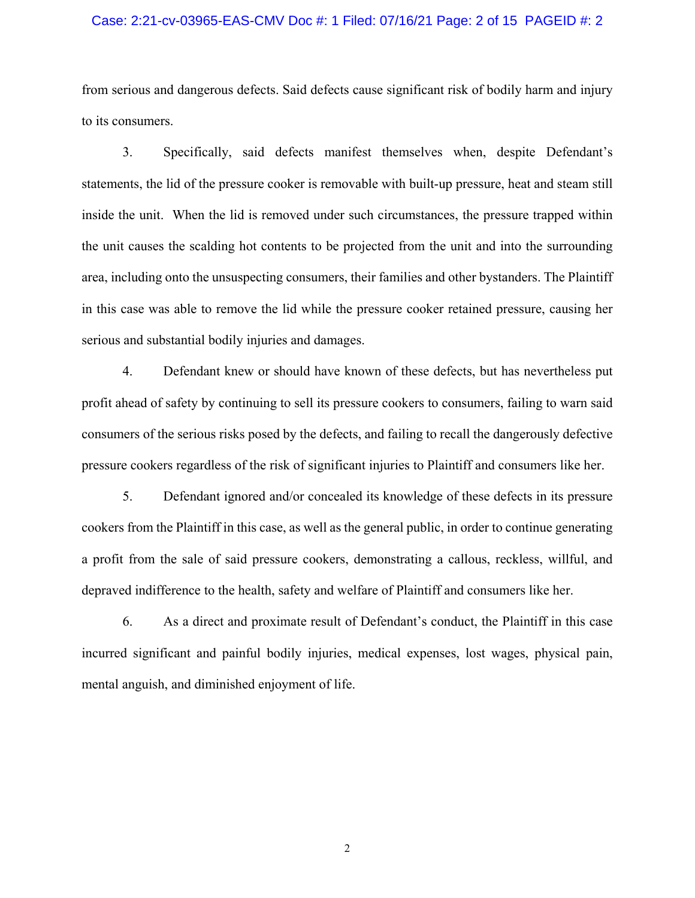from serious and dangerous defects. Said defects cause significant risk of bodily harm and injury to its consumers.

3. Specifically, said defects manifest themselves when, despite Defendant's statements, the lid of the pressure cooker is removable with built-up pressure, heat and steam still inside the unit. When the lid is removed under such circumstances, the pressure trapped within the unit causes the scalding hot contents to be projected from the unit and into the surrounding area, including onto the unsuspecting consumers, their families and other bystanders. The Plaintiff in this case was able to remove the lid while the pressure cooker retained pressure, causing her serious and substantial bodily injuries and damages.

4. Defendant knew or should have known of these defects, but has nevertheless put profit ahead of safety by continuing to sell its pressure cookers to consumers, failing to warn said consumers of the serious risks posed by the defects, and failing to recall the dangerously defective pressure cookers regardless of the risk of significant injuries to Plaintiff and consumers like her.

5. Defendant ignored and/or concealed its knowledge of these defects in its pressure cookers from the Plaintiff in this case, as well as the general public, in order to continue generating a profit from the sale of said pressure cookers, demonstrating a callous, reckless, willful, and depraved indifference to the health, safety and welfare of Plaintiff and consumers like her.

6. As a direct and proximate result of Defendant's conduct, the Plaintiff in this case incurred significant and painful bodily injuries, medical expenses, lost wages, physical pain, mental anguish, and diminished enjoyment of life.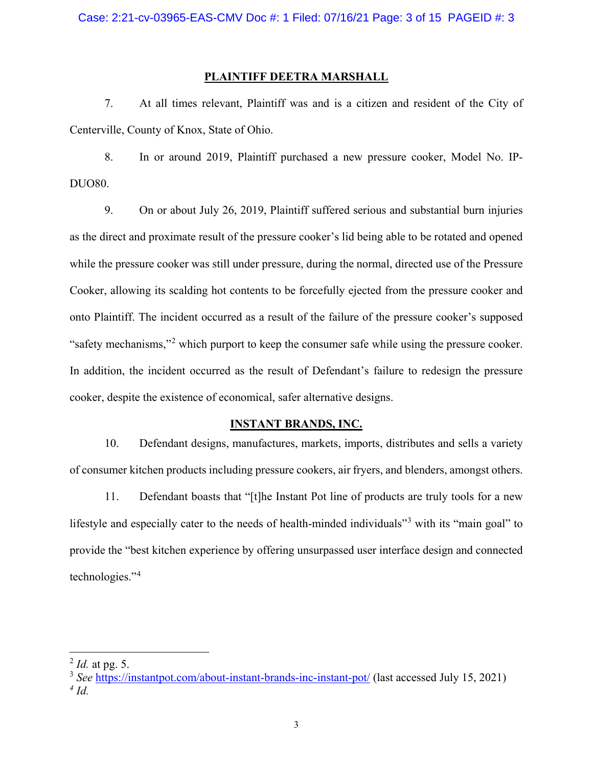## PLAINTIFF DEETRA MARSHALL

7. At all times relevant, Plaintiff was and is a citizen and resident of the City of Centerville, County of Knox, State of Ohio.

8. In or around 2019, Plaintiff purchased a new pressure cooker, Model No. IP-DUO80.

9. On or about July 26, 2019, Plaintiff suffered serious and substantial burn injuries as the direct and proximate result of the pressure cooker's lid being able to be rotated and opened while the pressure cooker was still under pressure, during the normal, directed use of the Pressure Cooker, allowing its scalding hot contents to be forcefully ejected from the pressure cooker and onto Plaintiff. The incident occurred as a result of the failure of the pressure cooker's supposed "safety mechanisms,"[2] which purport to keep the consumer safe while using the pressure cooker. In addition, the incident occurred as the result of Defendant's failure to redesign the pressure cooker, despite the existence of economical, safer alternative designs.

## INSTANT BRANDS, INC.

10. Defendant designs, manufactures, markets, imports, distributes and sells a variety of consumer kitchen products including pressure cookers, air fryers, and blenders, amongst others.

11. Defendant boasts that "[t]he Instant Pot line of products are truly tools for a new lifestyle and especially cater to the needs of health-minded individuals"[3] with its "main goal" to provide the "best kitchen experience by offering unsurpassed user interface design and connected technologies."[4]

---

[2] *Id.* at pg. 5.

[3] *See* https://instantpot.com/about-instant-brands-inc-instant-pot/ (last accessed July 15, 2021)

[4] *Id.*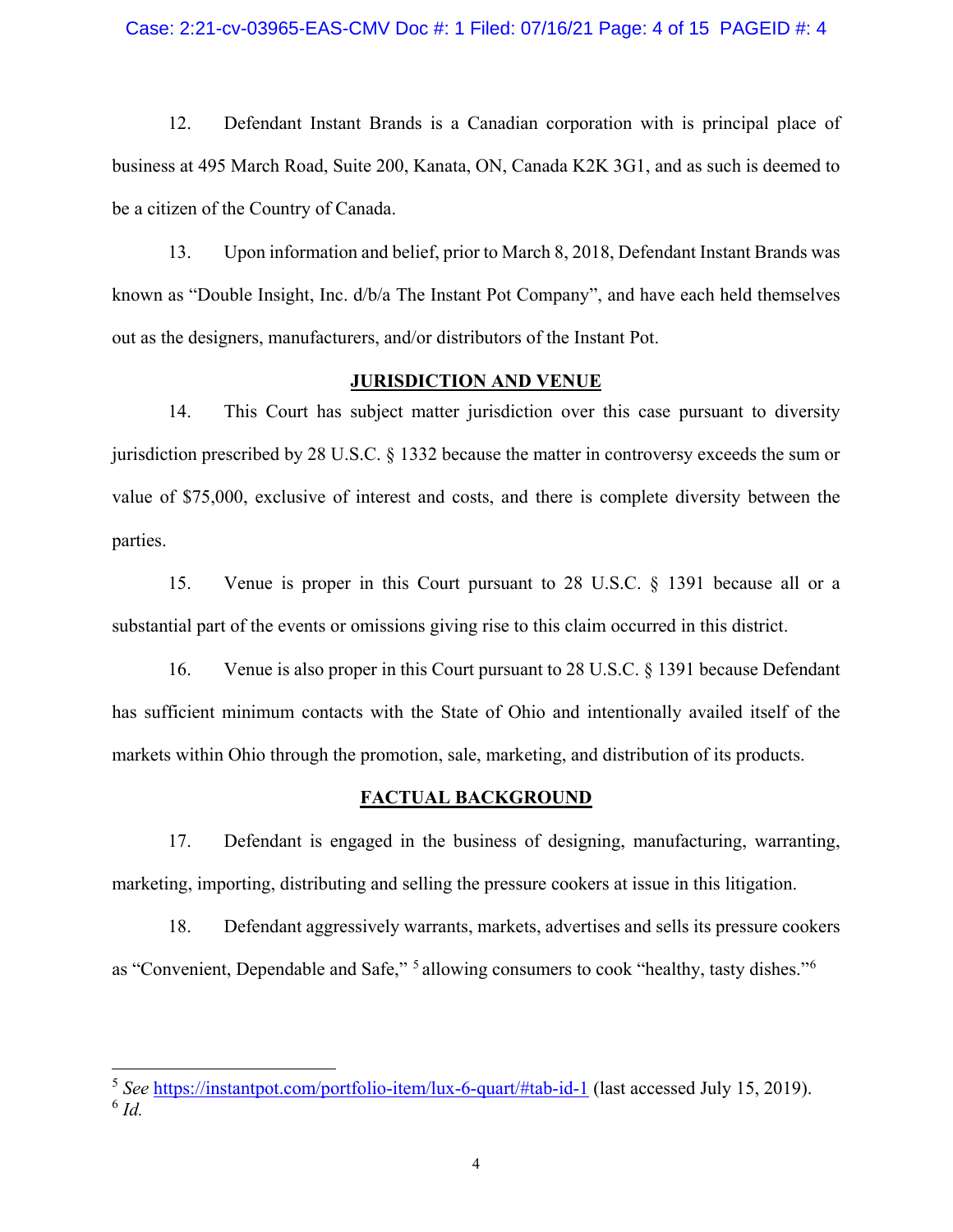12. Defendant Instant Brands is a Canadian corporation with is principal place of business at 495 March Road, Suite 200, Kanata, ON, Canada K2K 3G1, and as such is deemed to be a citizen of the Country of Canada.

13. Upon information and belief, prior to March 8, 2018, Defendant Instant Brands was known as "Double Insight, Inc. d/b/a The Instant Pot Company", and have each held themselves out as the designers, manufacturers, and/or distributors of the Instant Pot.

## JURISDICTION AND VENUE

14. This Court has subject matter jurisdiction over this case pursuant to diversity jurisdiction prescribed by 28 U.S.C. § 1332 because the matter in controversy exceeds the sum or value of $75,000, exclusive of interest and costs, and there is complete diversity between the parties.

15. Venue is proper in this Court pursuant to 28 U.S.C. § 1391 because all or a substantial part of the events or omissions giving rise to this claim occurred in this district.

16. Venue is also proper in this Court pursuant to 28 U.S.C. § 1391 because Defendant has sufficient minimum contacts with the State of Ohio and intentionally availed itself of the markets within Ohio through the promotion, sale, marketing, and distribution of its products.

## FACTUAL BACKGROUND

17. Defendant is engaged in the business of designing, manufacturing, warranting, marketing, importing, distributing and selling the pressure cookers at issue in this litigation.

18. Defendant aggressively warrants, markets, advertises and sells its pressure cookers as "Convenient, Dependable and Safe," [5] allowing consumers to cook "healthy, tasty dishes."[6]

---

[5] *See* https://instantpot.com/portfolio-item/lux-6-quart/#tab-id-1 (last accessed July 15, 2019).

[6] *Id.*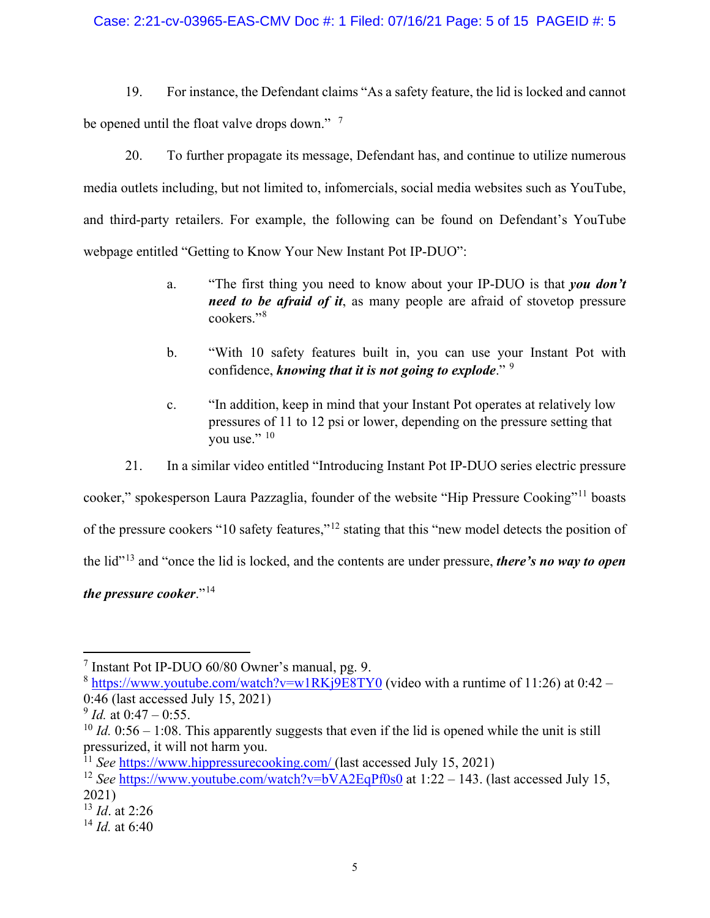19. For instance, the Defendant claims "As a safety feature, the lid is locked and cannot be opened until the float valve drops down." [7]

20. To further propagate its message, Defendant has, and continue to utilize numerous media outlets including, but not limited to, infomercials, social media websites such as YouTube, and third-party retailers. For example, the following can be found on Defendant's YouTube webpage entitled "Getting to Know Your New Instant Pot IP-DUO":

> a. "The first thing you need to know about your IP-DUO is that ***you don't need to be afraid of it***, as many people are afraid of stovetop pressure cookers."[8]
>
> b. "With 10 safety features built in, you can use your Instant Pot with confidence, ***knowing that it is not going to explode***." [9]
>
> c. "In addition, keep in mind that your Instant Pot operates at relatively low pressures of 11 to 12 psi or lower, depending on the pressure setting that you use." [10]

21. In a similar video entitled "Introducing Instant Pot IP-DUO series electric pressure cooker," spokesperson Laura Pazzaglia, founder of the website "Hip Pressure Cooking"[11] boasts of the pressure cookers "10 safety features,"[12] stating that this "new model detects the position of the lid"[13] and "once the lid is locked, and the contents are under pressure, ***there's no way to open the pressure cooker***."[14]

---

[7] Instant Pot IP-DUO 60/80 Owner's manual, pg. 9.

[8] https://www.youtube.com/watch?v=w1RKj9E8TY0 (video with a runtime of 11:26) at 0:42 – 0:46 (last accessed July 15, 2021)

[9] *Id.* at 0:47 – 0:55.

[10] *Id.* 0:56 – 1:08. This apparently suggests that even if the lid is opened while the unit is still pressurized, it will not harm you.

[11] *See* https://www.hippressurecooking.com/ (last accessed July 15, 2021)

[12] *See* https://www.youtube.com/watch?v=bVA2EqPf0s0 at 1:22 – 143. (last accessed July 15, 2021)

[13] *Id*. at 2:26

[14] *Id.* at 6:40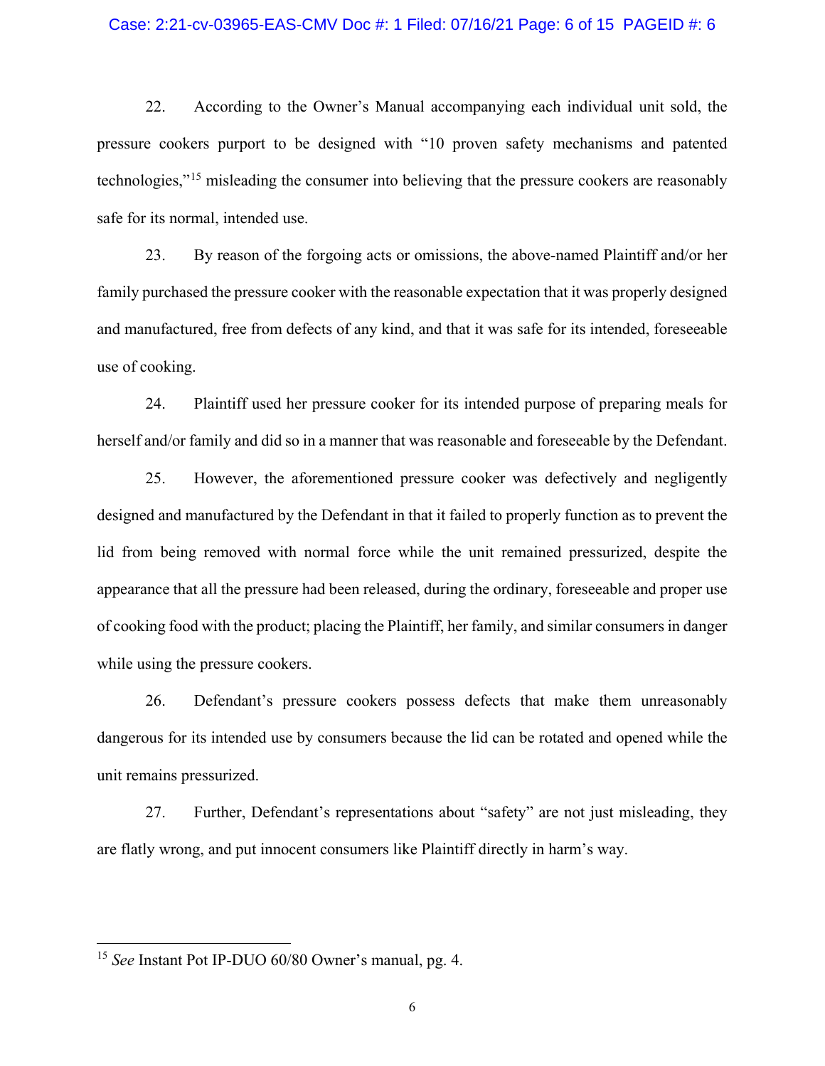22. According to the Owner's Manual accompanying each individual unit sold, the pressure cookers purport to be designed with "10 proven safety mechanisms and patented technologies,"[15] misleading the consumer into believing that the pressure cookers are reasonably safe for its normal, intended use.

23. By reason of the forgoing acts or omissions, the above-named Plaintiff and/or her family purchased the pressure cooker with the reasonable expectation that it was properly designed and manufactured, free from defects of any kind, and that it was safe for its intended, foreseeable use of cooking.

24. Plaintiff used her pressure cooker for its intended purpose of preparing meals for herself and/or family and did so in a manner that was reasonable and foreseeable by the Defendant.

25. However, the aforementioned pressure cooker was defectively and negligently designed and manufactured by the Defendant in that it failed to properly function as to prevent the lid from being removed with normal force while the unit remained pressurized, despite the appearance that all the pressure had been released, during the ordinary, foreseeable and proper use of cooking food with the product; placing the Plaintiff, her family, and similar consumers in danger while using the pressure cookers.

26. Defendant's pressure cookers possess defects that make them unreasonably dangerous for its intended use by consumers because the lid can be rotated and opened while the unit remains pressurized.

27. Further, Defendant's representations about "safety" are not just misleading, they are flatly wrong, and put innocent consumers like Plaintiff directly in harm's way.

---

[15] *See* Instant Pot IP-DUO 60/80 Owner's manual, pg. 4.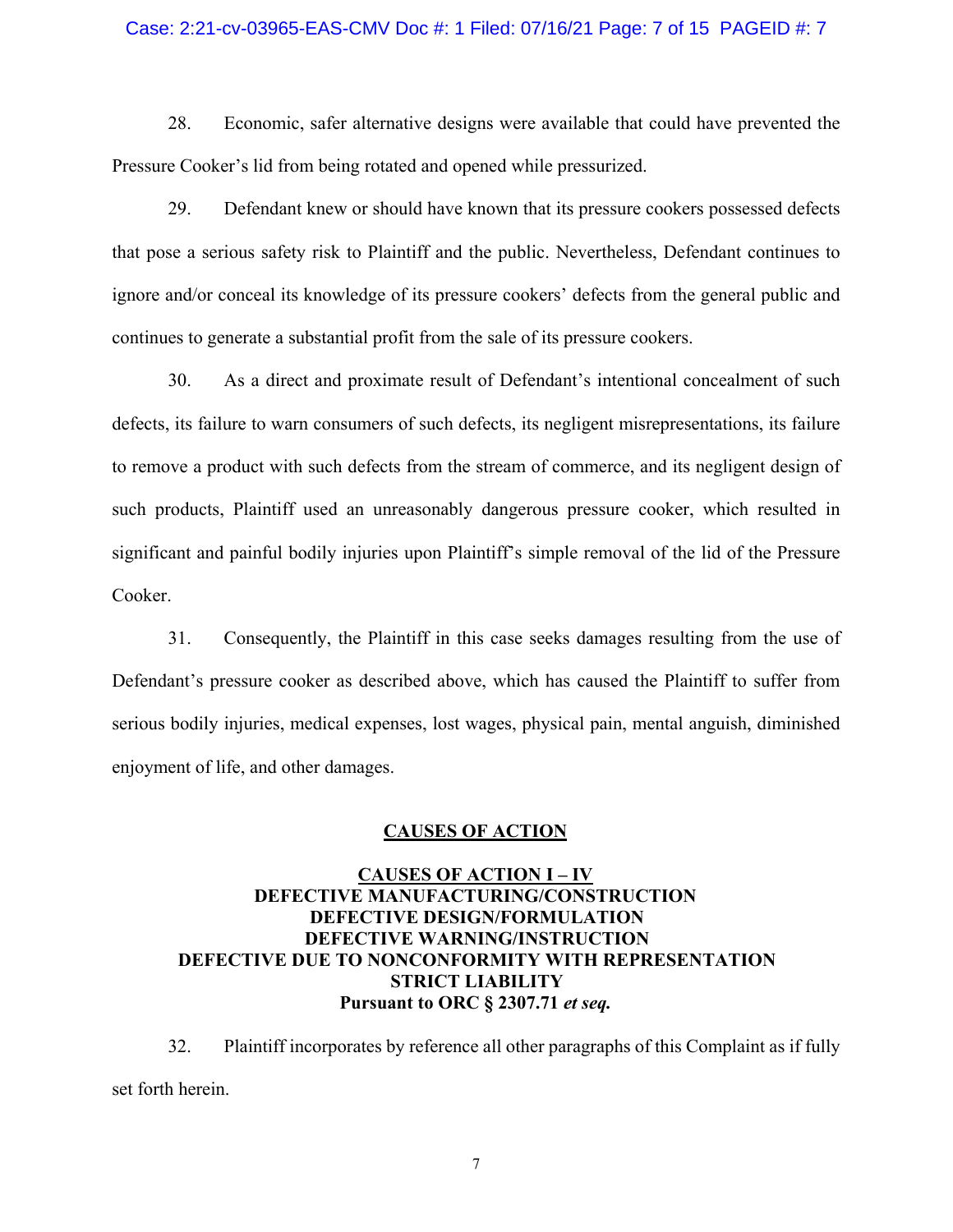28. Economic, safer alternative designs were available that could have prevented the Pressure Cooker's lid from being rotated and opened while pressurized.

29. Defendant knew or should have known that its pressure cookers possessed defects that pose a serious safety risk to Plaintiff and the public. Nevertheless, Defendant continues to ignore and/or conceal its knowledge of its pressure cookers' defects from the general public and continues to generate a substantial profit from the sale of its pressure cookers.

30. As a direct and proximate result of Defendant's intentional concealment of such defects, its failure to warn consumers of such defects, its negligent misrepresentations, its failure to remove a product with such defects from the stream of commerce, and its negligent design of such products, Plaintiff used an unreasonably dangerous pressure cooker, which resulted in significant and painful bodily injuries upon Plaintiff's simple removal of the lid of the Pressure Cooker.

31. Consequently, the Plaintiff in this case seeks damages resulting from the use of Defendant's pressure cooker as described above, which has caused the Plaintiff to suffer from serious bodily injuries, medical expenses, lost wages, physical pain, mental anguish, diminished enjoyment of life, and other damages.

## CAUSES OF ACTION

### CAUSES OF ACTION I – IV
### DEFECTIVE MANUFACTURING/CONSTRUCTION
### DEFECTIVE DESIGN/FORMULATION
### DEFECTIVE WARNING/INSTRUCTION
### DEFECTIVE DUE TO NONCONFORMITY WITH REPRESENTATION
### STRICT LIABILITY
### Pursuant to ORC § 2307.71 *et seq.*

32. Plaintiff incorporates by reference all other paragraphs of this Complaint as if fully set forth herein.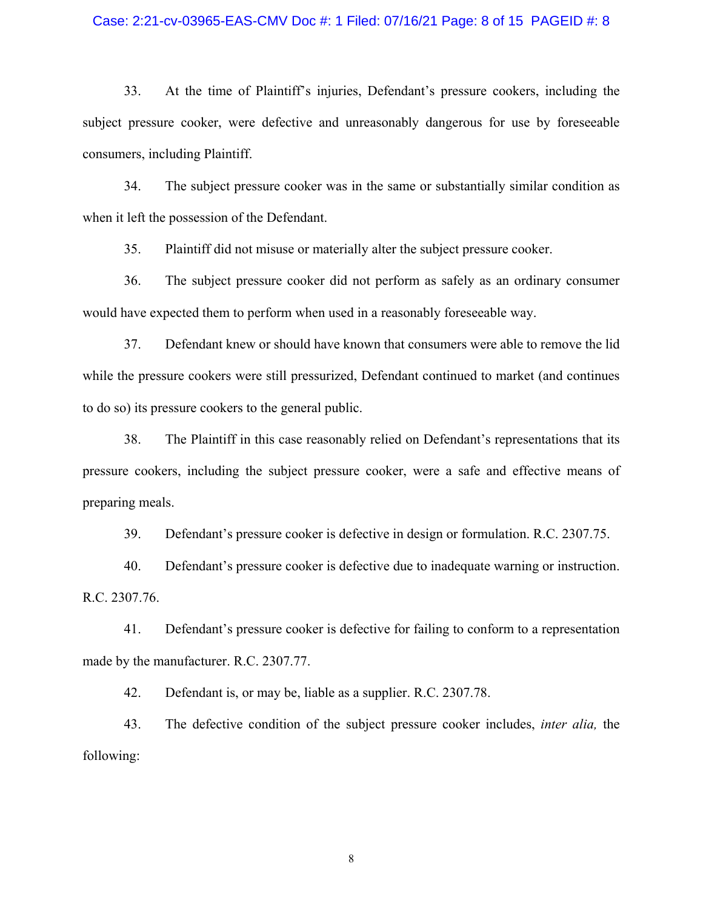33. At the time of Plaintiff's injuries, Defendant's pressure cookers, including the subject pressure cooker, were defective and unreasonably dangerous for use by foreseeable consumers, including Plaintiff.

34. The subject pressure cooker was in the same or substantially similar condition as when it left the possession of the Defendant.

35. Plaintiff did not misuse or materially alter the subject pressure cooker.

36. The subject pressure cooker did not perform as safely as an ordinary consumer would have expected them to perform when used in a reasonably foreseeable way.

37. Defendant knew or should have known that consumers were able to remove the lid while the pressure cookers were still pressurized, Defendant continued to market (and continues to do so) its pressure cookers to the general public.

38. The Plaintiff in this case reasonably relied on Defendant's representations that its pressure cookers, including the subject pressure cooker, were a safe and effective means of preparing meals.

39. Defendant's pressure cooker is defective in design or formulation. R.C. 2307.75.

40. Defendant's pressure cooker is defective due to inadequate warning or instruction. R.C. 2307.76.

41. Defendant's pressure cooker is defective for failing to conform to a representation made by the manufacturer. R.C. 2307.77.

42. Defendant is, or may be, liable as a supplier. R.C. 2307.78.

43. The defective condition of the subject pressure cooker includes, *inter alia,* the following: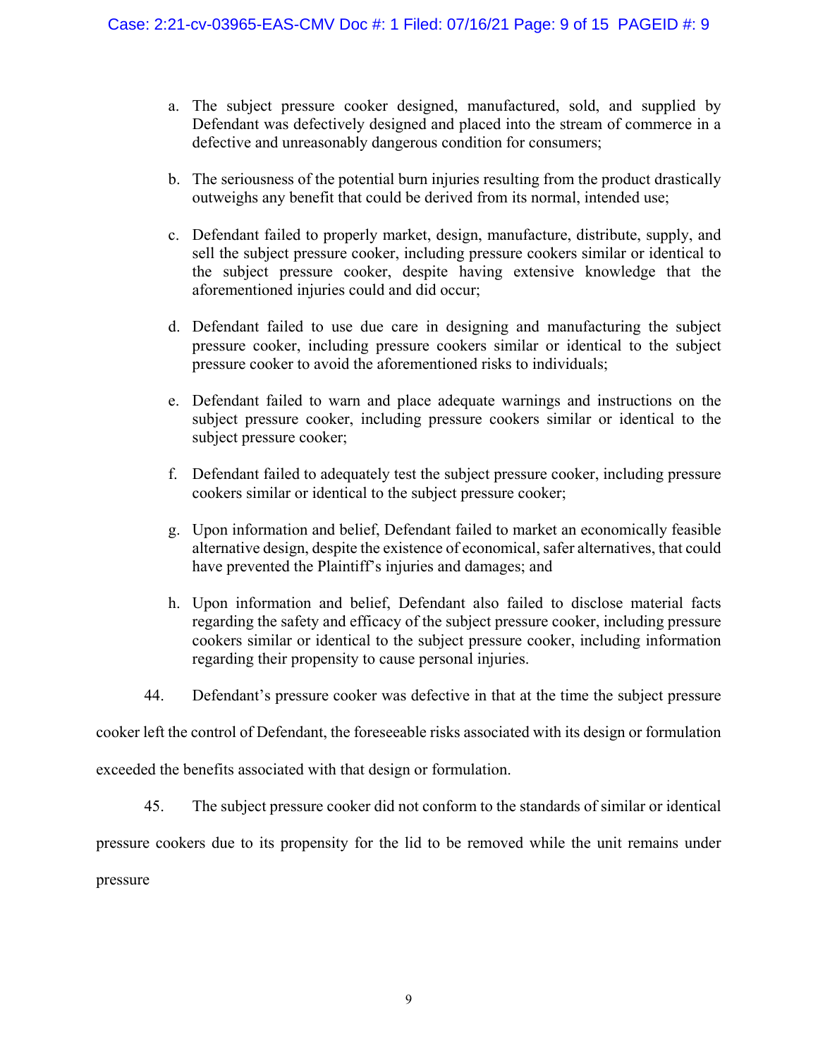a. The subject pressure cooker designed, manufactured, sold, and supplied by Defendant was defectively designed and placed into the stream of commerce in a defective and unreasonably dangerous condition for consumers;

b. The seriousness of the potential burn injuries resulting from the product drastically outweighs any benefit that could be derived from its normal, intended use;

c. Defendant failed to properly market, design, manufacture, distribute, supply, and sell the subject pressure cooker, including pressure cookers similar or identical to the subject pressure cooker, despite having extensive knowledge that the aforementioned injuries could and did occur;

d. Defendant failed to use due care in designing and manufacturing the subject pressure cooker, including pressure cookers similar or identical to the subject pressure cooker to avoid the aforementioned risks to individuals;

e. Defendant failed to warn and place adequate warnings and instructions on the subject pressure cooker, including pressure cookers similar or identical to the subject pressure cooker;

f. Defendant failed to adequately test the subject pressure cooker, including pressure cookers similar or identical to the subject pressure cooker;

g. Upon information and belief, Defendant failed to market an economically feasible alternative design, despite the existence of economical, safer alternatives, that could have prevented the Plaintiff's injuries and damages; and

h. Upon information and belief, Defendant also failed to disclose material facts regarding the safety and efficacy of the subject pressure cooker, including pressure cookers similar or identical to the subject pressure cooker, including information regarding their propensity to cause personal injuries.

44. Defendant's pressure cooker was defective in that at the time the subject pressure cooker left the control of Defendant, the foreseeable risks associated with its design or formulation exceeded the benefits associated with that design or formulation.

45. The subject pressure cooker did not conform to the standards of similar or identical pressure cookers due to its propensity for the lid to be removed while the unit remains under pressure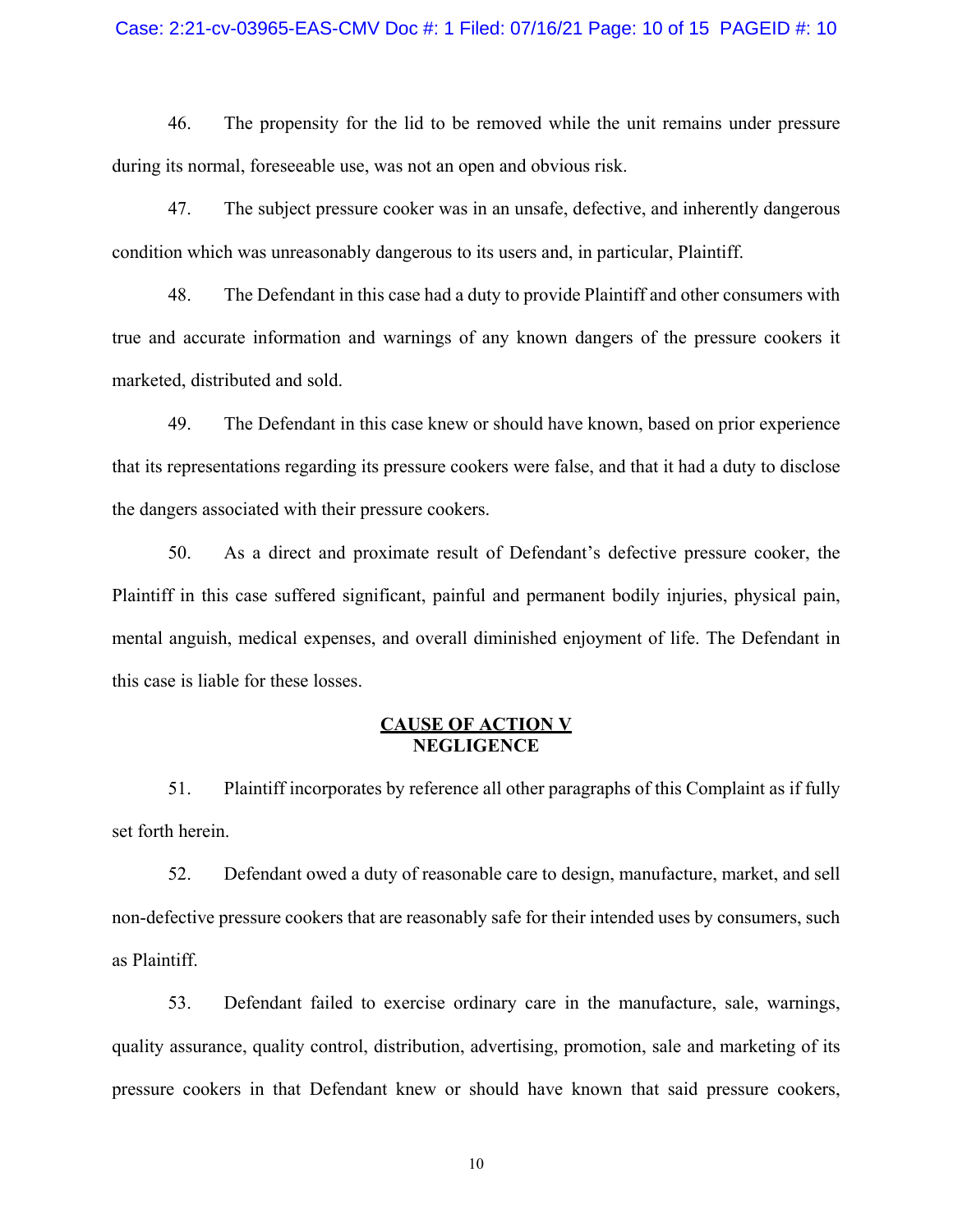46. The propensity for the lid to be removed while the unit remains under pressure during its normal, foreseeable use, was not an open and obvious risk.

47. The subject pressure cooker was in an unsafe, defective, and inherently dangerous condition which was unreasonably dangerous to its users and, in particular, Plaintiff.

48. The Defendant in this case had a duty to provide Plaintiff and other consumers with true and accurate information and warnings of any known dangers of the pressure cookers it marketed, distributed and sold.

49. The Defendant in this case knew or should have known, based on prior experience that its representations regarding its pressure cookers were false, and that it had a duty to disclose the dangers associated with their pressure cookers.

50. As a direct and proximate result of Defendant's defective pressure cooker, the Plaintiff in this case suffered significant, painful and permanent bodily injuries, physical pain, mental anguish, medical expenses, and overall diminished enjoyment of life. The Defendant in this case is liable for these losses.

## CAUSE OF ACTION V
## NEGLIGENCE

51. Plaintiff incorporates by reference all other paragraphs of this Complaint as if fully set forth herein.

52. Defendant owed a duty of reasonable care to design, manufacture, market, and sell non-defective pressure cookers that are reasonably safe for their intended uses by consumers, such as Plaintiff.

53. Defendant failed to exercise ordinary care in the manufacture, sale, warnings, quality assurance, quality control, distribution, advertising, promotion, sale and marketing of its pressure cookers in that Defendant knew or should have known that said pressure cookers,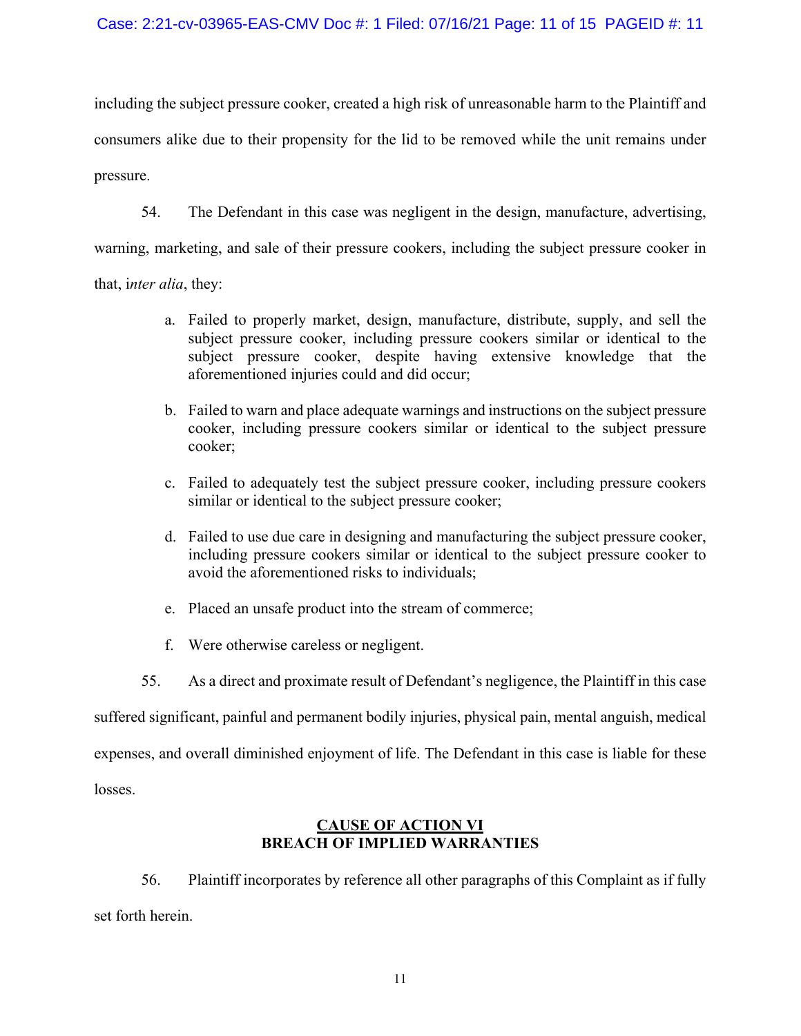including the subject pressure cooker, created a high risk of unreasonable harm to the Plaintiff and consumers alike due to their propensity for the lid to be removed while the unit remains under pressure.

54. The Defendant in this case was negligent in the design, manufacture, advertising, warning, marketing, and sale of their pressure cookers, including the subject pressure cooker in that, i*nter alia*, they:

a. Failed to properly market, design, manufacture, distribute, supply, and sell the subject pressure cooker, including pressure cookers similar or identical to the subject pressure cooker, despite having extensive knowledge that the aforementioned injuries could and did occur;

b. Failed to warn and place adequate warnings and instructions on the subject pressure cooker, including pressure cookers similar or identical to the subject pressure cooker;

c. Failed to adequately test the subject pressure cooker, including pressure cookers similar or identical to the subject pressure cooker;

d. Failed to use due care in designing and manufacturing the subject pressure cooker, including pressure cookers similar or identical to the subject pressure cooker to avoid the aforementioned risks to individuals;

e. Placed an unsafe product into the stream of commerce;

f. Were otherwise careless or negligent.

55. As a direct and proximate result of Defendant's negligence, the Plaintiff in this case suffered significant, painful and permanent bodily injuries, physical pain, mental anguish, medical expenses, and overall diminished enjoyment of life. The Defendant in this case is liable for these losses.

## CAUSE OF ACTION VI
## BREACH OF IMPLIED WARRANTIES

56. Plaintiff incorporates by reference all other paragraphs of this Complaint as if fully set forth herein.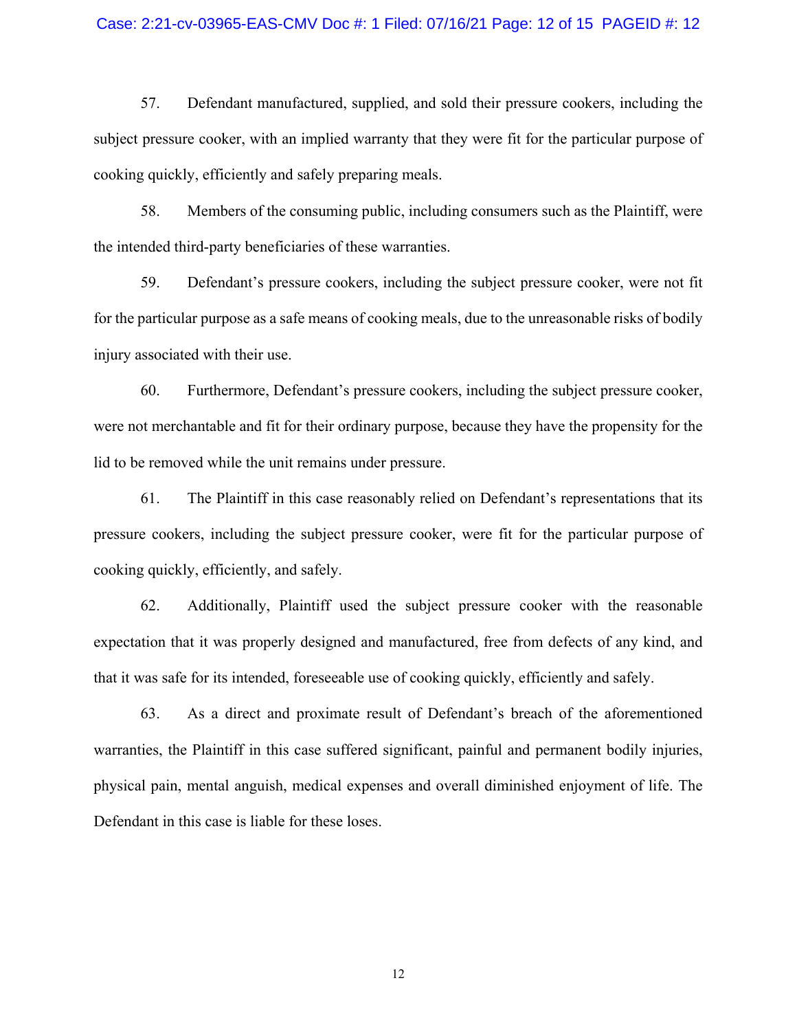57. Defendant manufactured, supplied, and sold their pressure cookers, including the subject pressure cooker, with an implied warranty that they were fit for the particular purpose of cooking quickly, efficiently and safely preparing meals.

58. Members of the consuming public, including consumers such as the Plaintiff, were the intended third-party beneficiaries of these warranties.

59. Defendant's pressure cookers, including the subject pressure cooker, were not fit for the particular purpose as a safe means of cooking meals, due to the unreasonable risks of bodily injury associated with their use.

60. Furthermore, Defendant's pressure cookers, including the subject pressure cooker, were not merchantable and fit for their ordinary purpose, because they have the propensity for the lid to be removed while the unit remains under pressure.

61. The Plaintiff in this case reasonably relied on Defendant's representations that its pressure cookers, including the subject pressure cooker, were fit for the particular purpose of cooking quickly, efficiently, and safely.

62. Additionally, Plaintiff used the subject pressure cooker with the reasonable expectation that it was properly designed and manufactured, free from defects of any kind, and that it was safe for its intended, foreseeable use of cooking quickly, efficiently and safely.

63. As a direct and proximate result of Defendant's breach of the aforementioned warranties, the Plaintiff in this case suffered significant, painful and permanent bodily injuries, physical pain, mental anguish, medical expenses and overall diminished enjoyment of life. The Defendant in this case is liable for these loses.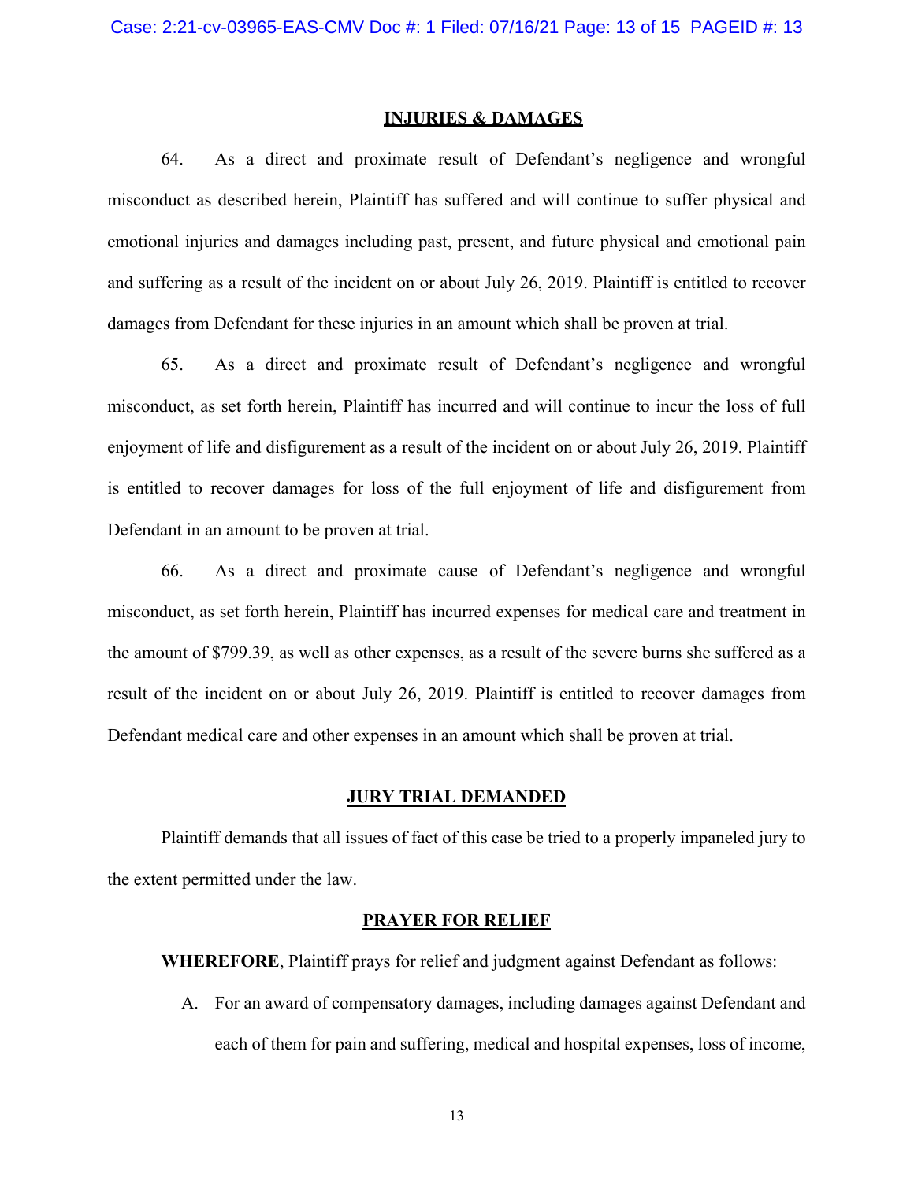## INJURIES & DAMAGES

64. As a direct and proximate result of Defendant's negligence and wrongful misconduct as described herein, Plaintiff has suffered and will continue to suffer physical and emotional injuries and damages including past, present, and future physical and emotional pain and suffering as a result of the incident on or about July 26, 2019. Plaintiff is entitled to recover damages from Defendant for these injuries in an amount which shall be proven at trial.

65. As a direct and proximate result of Defendant's negligence and wrongful misconduct, as set forth herein, Plaintiff has incurred and will continue to incur the loss of full enjoyment of life and disfigurement as a result of the incident on or about July 26, 2019. Plaintiff is entitled to recover damages for loss of the full enjoyment of life and disfigurement from Defendant in an amount to be proven at trial.

66. As a direct and proximate cause of Defendant's negligence and wrongful misconduct, as set forth herein, Plaintiff has incurred expenses for medical care and treatment in the amount of $799.39, as well as other expenses, as a result of the severe burns she suffered as a result of the incident on or about July 26, 2019. Plaintiff is entitled to recover damages from Defendant medical care and other expenses in an amount which shall be proven at trial.

## JURY TRIAL DEMANDED

Plaintiff demands that all issues of fact of this case be tried to a properly impaneled jury to the extent permitted under the law.

## PRAYER FOR RELIEF

**WHEREFORE**, Plaintiff prays for relief and judgment against Defendant as follows:

A. For an award of compensatory damages, including damages against Defendant and each of them for pain and suffering, medical and hospital expenses, loss of income,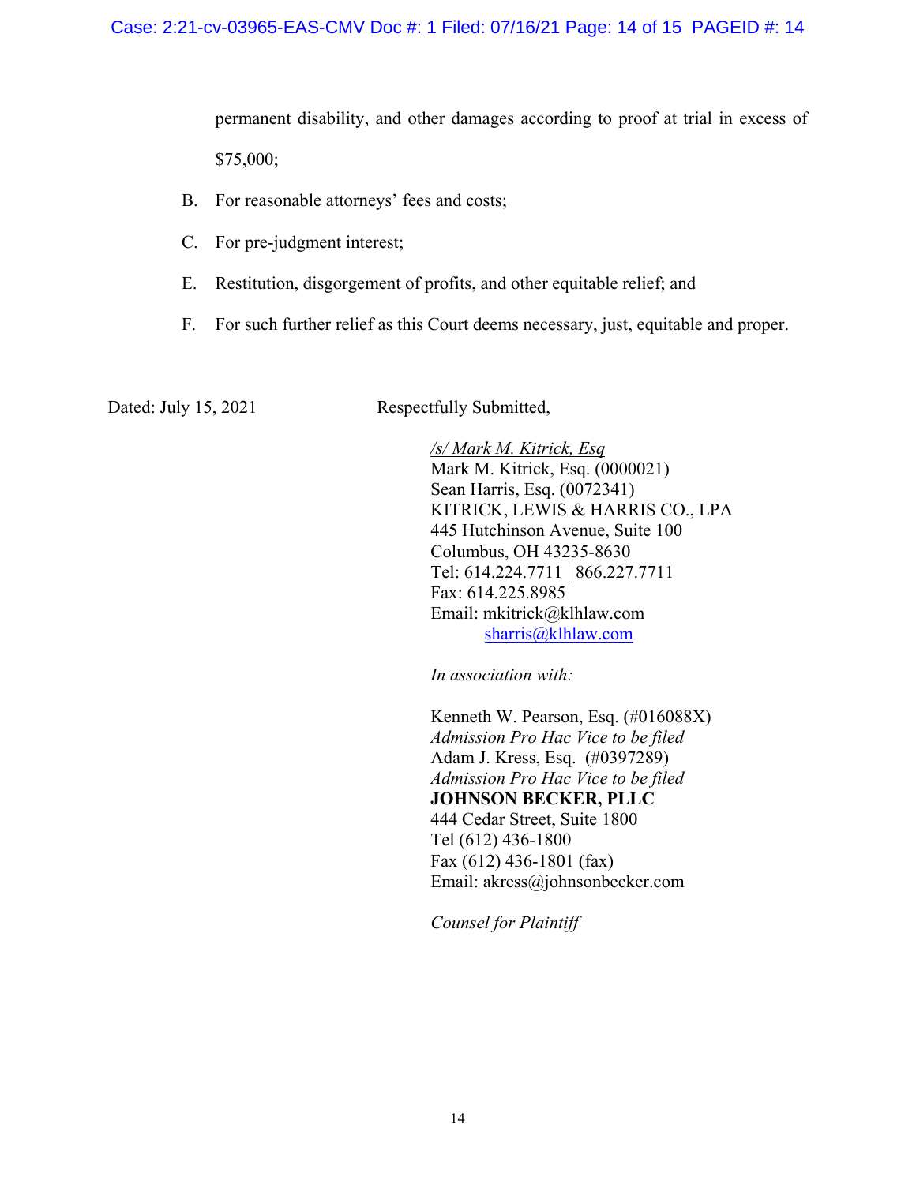permanent disability, and other damages according to proof at trial in excess of $75,000;

B. For reasonable attorneys' fees and costs;

C. For pre-judgment interest;

E. Restitution, disgorgement of profits, and other equitable relief; and

F. For such further relief as this Court deems necessary, just, equitable and proper.

Dated: July 15, 2021

Respectfully Submitted,

*/s/ Mark M. Kitrick, Esq*
Mark M. Kitrick, Esq. (0000021)
Sean Harris, Esq. (0072341)
KITRICK, LEWIS & HARRIS CO., LPA
445 Hutchinson Avenue, Suite 100
Columbus, OH 43235-8630
Tel: 614.224.7711 | 866.227.7711
Fax: 614.225.8985
Email: mkitrick@klhlaw.com
sharris@klhlaw.com

*In association with:*

Kenneth W. Pearson, Esq. (#016088X)
*Admission Pro Hac Vice to be filed*
Adam J. Kress, Esq. (#0397289)
*Admission Pro Hac Vice to be filed*
**JOHNSON BECKER, PLLC**
444 Cedar Street, Suite 1800
Tel (612) 436-1800
Fax (612) 436-1801 (fax)
Email: akress@johnsonbecker.com

*Counsel for Plaintiff*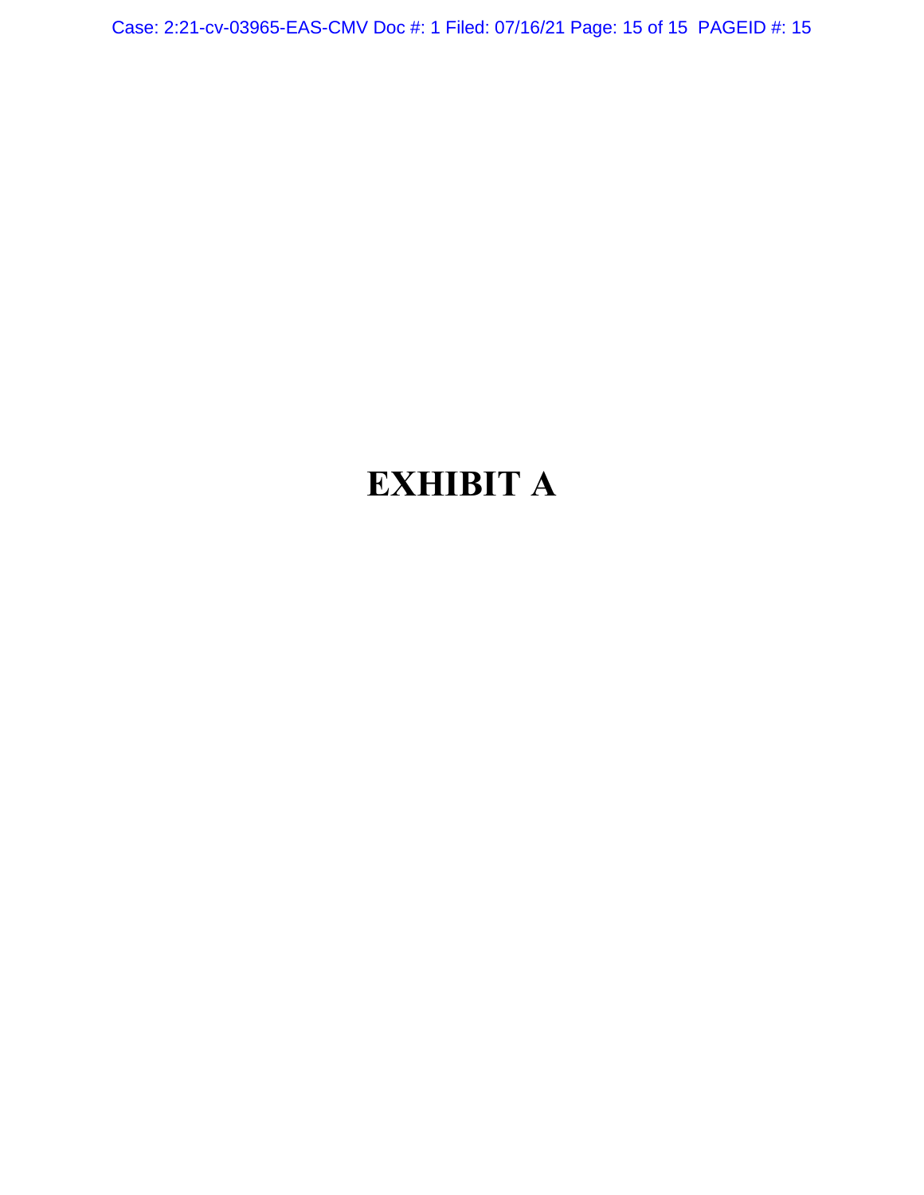# EXHIBIT A